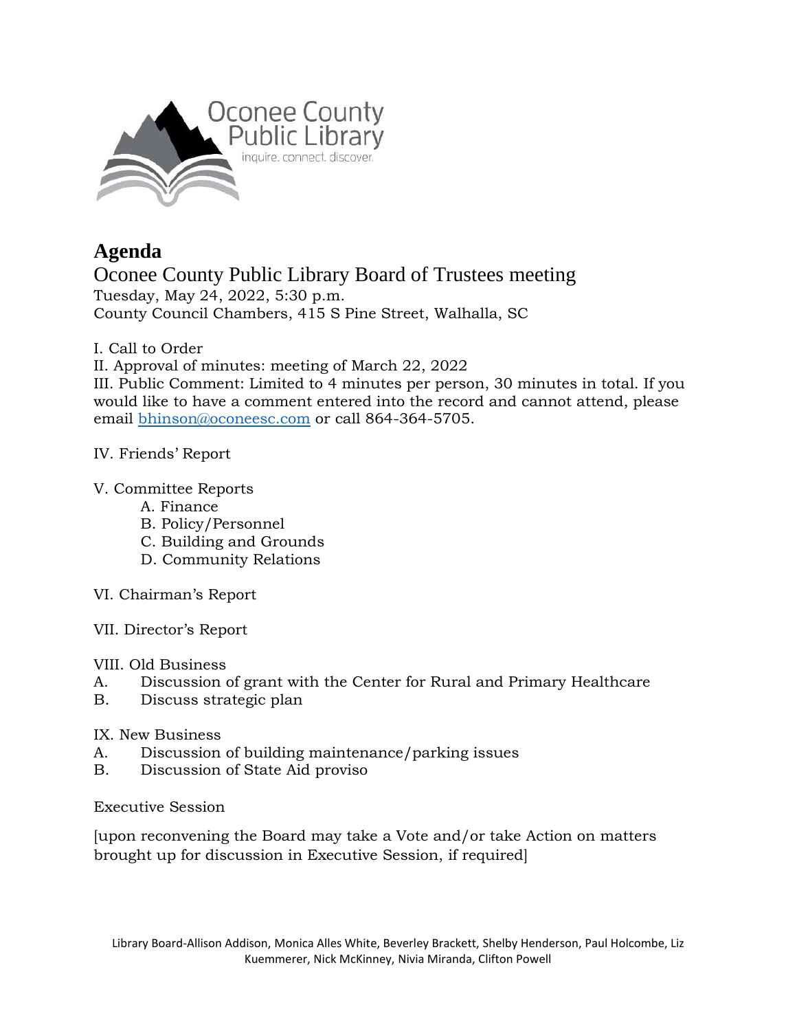Oconee County Public Library

inquire. connect. discover.

# Agenda

## Oconee County Public Library Board of Trustees meeting

Tuesday, May 24, 2022, 5:30 p.m.
County Council Chambers, 415 S Pine Street, Walhalla, SC

I. Call to Order

II. Approval of minutes: meeting of March 22, 2022

III. Public Comment: Limited to 4 minutes per person, 30 minutes in total. If you would like to have a comment entered into the record and cannot attend, please email bhinson@oconeesc.com or call 864-364-5705.

IV. Friends' Report

V. Committee Reports
- A. Finance
- B. Policy/Personnel
- C. Building and Grounds
- D. Community Relations

VI. Chairman's Report

VII. Director's Report

VIII. Old Business
- A. Discussion of grant with the Center for Rural and Primary Healthcare
- B. Discuss strategic plan

IX. New Business
- A. Discussion of building maintenance/parking issues
- B. Discussion of State Aid proviso

Executive Session

[upon reconvening the Board may take a Vote and/or take Action on matters brought up for discussion in Executive Session, if required]

Library Board-Allison Addison, Monica Alles White, Beverley Brackett, Shelby Henderson, Paul Holcombe, Liz Kuemmerer, Nick McKinney, Nivia Miranda, Clifton Powell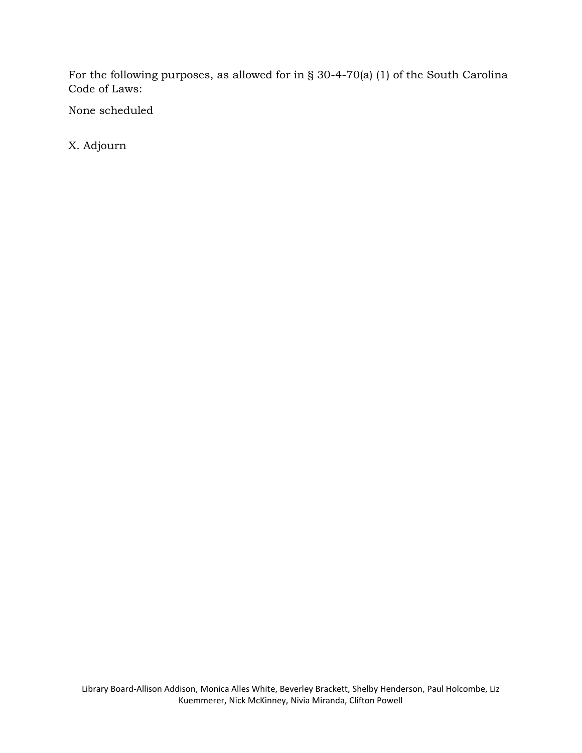For the following purposes, as allowed for in § 30-4-70(a) (1) of the South Carolina Code of Laws:

None scheduled

X. Adjourn